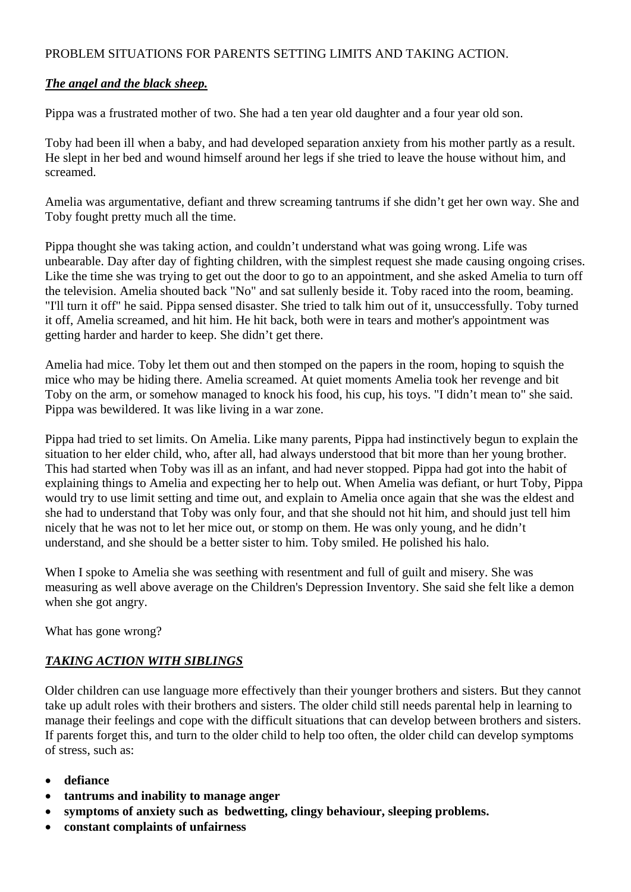PROBLEM SITUATIONS FOR PARENTS SETTING LIMITS AND TAKING ACTION.

***The angel and the black sheep.***

Pippa was a frustrated mother of two. She had a ten year old daughter and a four year old son.

Toby had been ill when a baby, and had developed separation anxiety from his mother partly as a result. He slept in her bed and wound himself around her legs if she tried to leave the house without him, and screamed.

Amelia was argumentative, defiant and threw screaming tantrums if she didn't get her own way. She and Toby fought pretty much all the time.

Pippa thought she was taking action, and couldn't understand what was going wrong. Life was unbearable. Day after day of fighting children, with the simplest request she made causing ongoing crises. Like the time she was trying to get out the door to go to an appointment, and she asked Amelia to turn off the television. Amelia shouted back "No" and sat sullenly beside it. Toby raced into the room, beaming. "I'll turn it off" he said. Pippa sensed disaster. She tried to talk him out of it, unsuccessfully. Toby turned it off, Amelia screamed, and hit him. He hit back, both were in tears and mother's appointment was getting harder and harder to keep. She didn't get there.

Amelia had mice. Toby let them out and then stomped on the papers in the room, hoping to squish the mice who may be hiding there. Amelia screamed. At quiet moments Amelia took her revenge and bit Toby on the arm, or somehow managed to knock his food, his cup, his toys. "I didn't mean to" she said. Pippa was bewildered. It was like living in a war zone.

Pippa had tried to set limits. On Amelia. Like many parents, Pippa had instinctively begun to explain the situation to her elder child, who, after all, had always understood that bit more than her young brother. This had started when Toby was ill as an infant, and had never stopped. Pippa had got into the habit of explaining things to Amelia and expecting her to help out. When Amelia was defiant, or hurt Toby, Pippa would try to use limit setting and time out, and explain to Amelia once again that she was the eldest and she had to understand that Toby was only four, and that she should not hit him, and should just tell him nicely that he was not to let her mice out, or stomp on them. He was only young, and he didn't understand, and she should be a better sister to him. Toby smiled. He polished his halo.

When I spoke to Amelia she was seething with resentment and full of guilt and misery. She was measuring as well above average on the Children's Depression Inventory. She said she felt like a demon when she got angry.

What has gone wrong?

***TAKING ACTION WITH SIBLINGS***

Older children can use language more effectively than their younger brothers and sisters. But they cannot take up adult roles with their brothers and sisters. The older child still needs parental help in learning to manage their feelings and cope with the difficult situations that can develop between brothers and sisters. If parents forget this, and turn to the older child to help too often, the older child can develop symptoms of stress, such as:

- **defiance**
- **tantrums and inability to manage anger**
- **symptoms of anxiety such as bedwetting, clingy behaviour, sleeping problems.**
- **constant complaints of unfairness**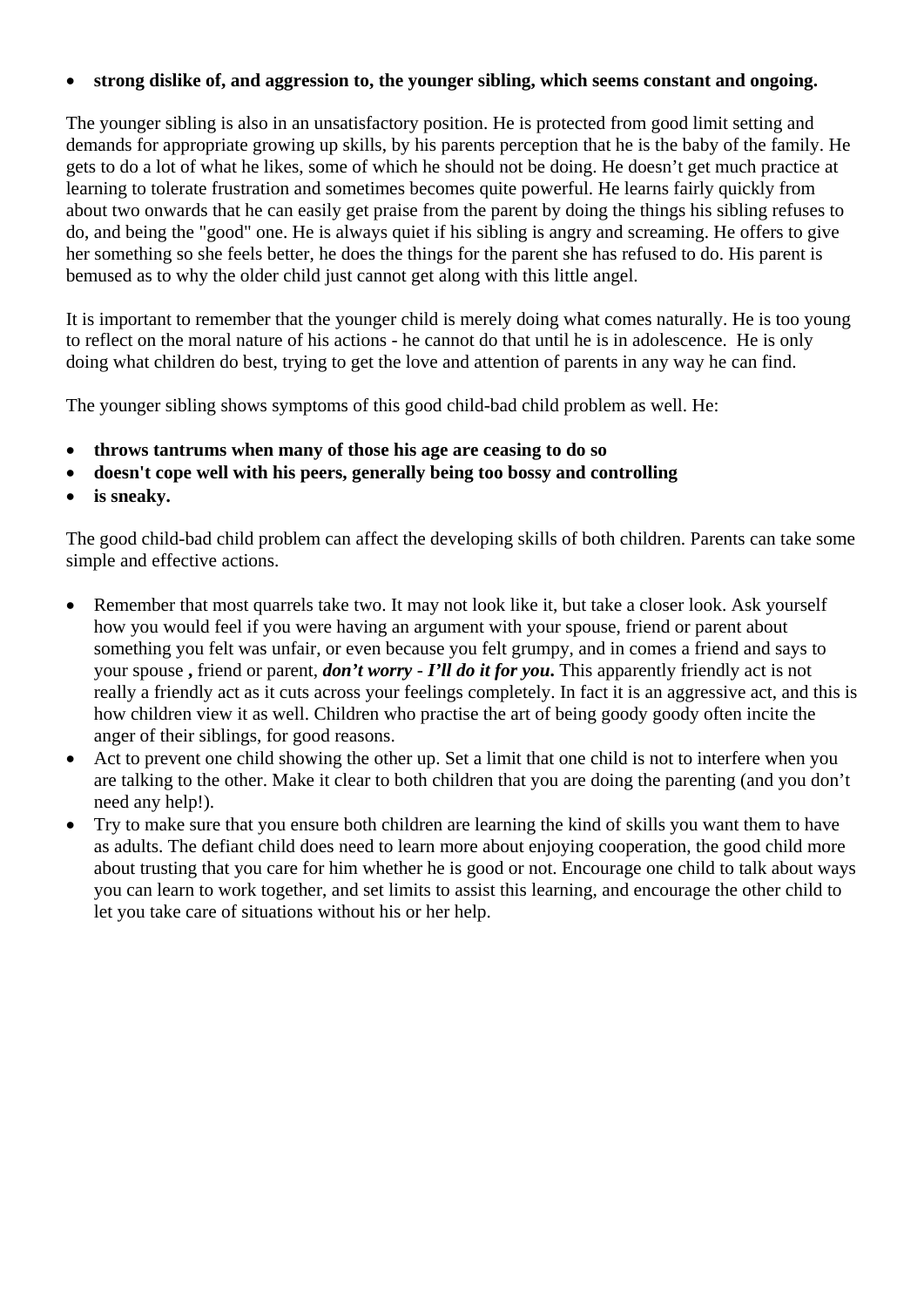- **strong dislike of, and aggression to, the younger sibling, which seems constant and ongoing.**

The younger sibling is also in an unsatisfactory position. He is protected from good limit setting and demands for appropriate growing up skills, by his parents perception that he is the baby of the family. He gets to do a lot of what he likes, some of which he should not be doing. He doesn't get much practice at learning to tolerate frustration and sometimes becomes quite powerful. He learns fairly quickly from about two onwards that he can easily get praise from the parent by doing the things his sibling refuses to do, and being the "good" one. He is always quiet if his sibling is angry and screaming. He offers to give her something so she feels better, he does the things for the parent she has refused to do. His parent is bemused as to why the older child just cannot get along with this little angel.

It is important to remember that the younger child is merely doing what comes naturally. He is too young to reflect on the moral nature of his actions - he cannot do that until he is in adolescence. He is only doing what children do best, trying to get the love and attention of parents in any way he can find.

The younger sibling shows symptoms of this good child-bad child problem as well. He:

- **throws tantrums when many of those his age are ceasing to do so**
- **doesn't cope well with his peers, generally being too bossy and controlling**
- **is sneaky.**

The good child-bad child problem can affect the developing skills of both children. Parents can take some simple and effective actions.

- Remember that most quarrels take two. It may not look like it, but take a closer look. Ask yourself how you would feel if you were having an argument with your spouse, friend or parent about something you felt was unfair, or even because you felt grumpy, and in comes a friend and says to your spouse **,** friend or parent, ***don't worry - I'll do it for you*.** This apparently friendly act is not really a friendly act as it cuts across your feelings completely. In fact it is an aggressive act, and this is how children view it as well. Children who practise the art of being goody goody often incite the anger of their siblings, for good reasons.
- Act to prevent one child showing the other up. Set a limit that one child is not to interfere when you are talking to the other. Make it clear to both children that you are doing the parenting (and you don't need any help!).
- Try to make sure that you ensure both children are learning the kind of skills you want them to have as adults. The defiant child does need to learn more about enjoying cooperation, the good child more about trusting that you care for him whether he is good or not. Encourage one child to talk about ways you can learn to work together, and set limits to assist this learning, and encourage the other child to let you take care of situations without his or her help.